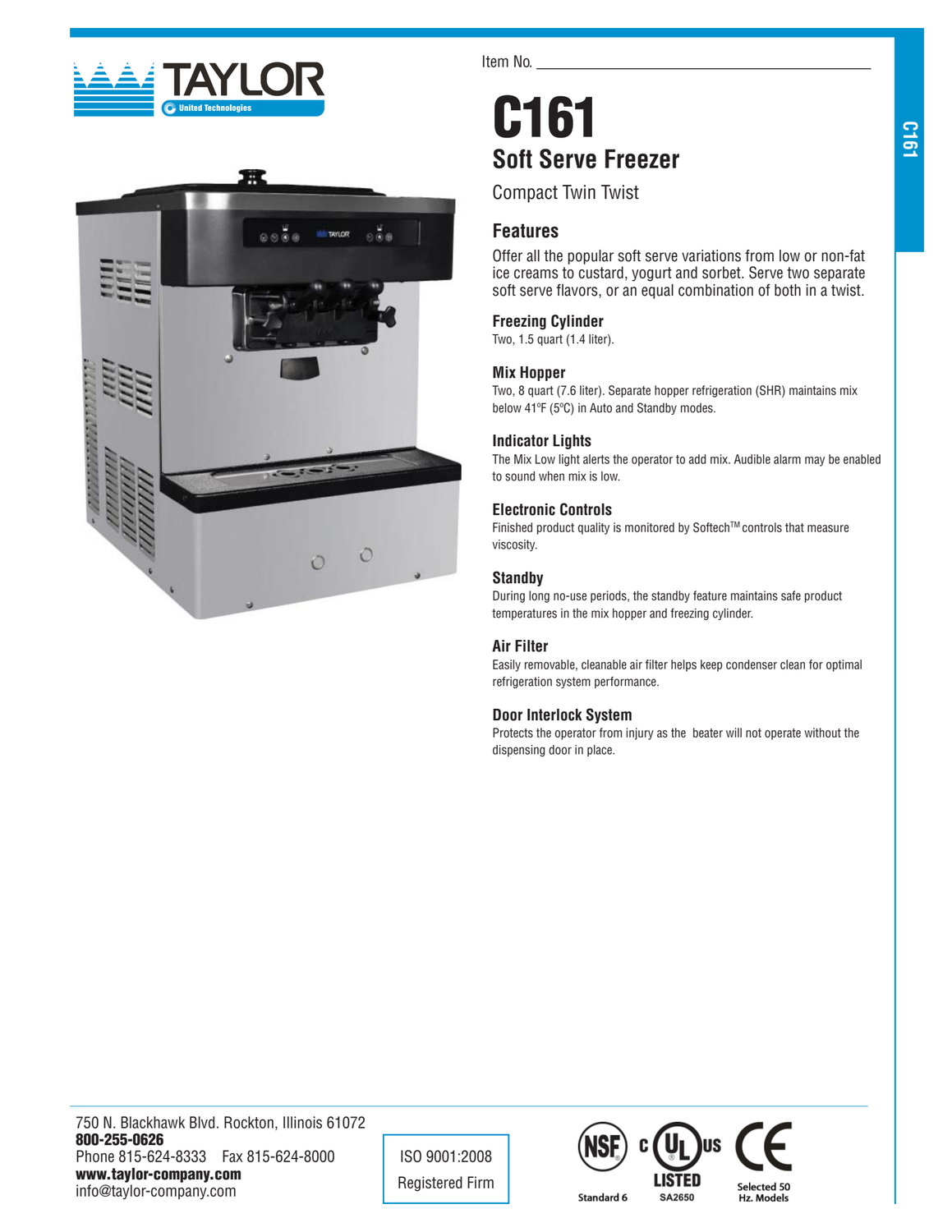TAYLOR

United Technologies

Item No. ______________________

# C161

## Soft Serve Freezer

Compact Twin Twist

## Features

Offer all the popular soft serve variations from low or non-fat ice creams to custard, yogurt and sorbet. Serve two separate soft serve flavors, or an equal combination of both in a twist.

### Freezing Cylinder

Two, 1.5 quart (1.4 liter).

### Mix Hopper

Two, 8 quart (7.6 liter). Separate hopper refrigeration (SHR) maintains mix below 41ºF (5ºC) in Auto and Standby modes.

### Indicator Lights

The Mix Low light alerts the operator to add mix. Audible alarm may be enabled to sound when mix is low.

### Electronic Controls

Finished product quality is monitored by Softech™ controls that measure viscosity.

### Standby

During long no-use periods, the standby feature maintains safe product temperatures in the mix hopper and freezing cylinder.

### Air Filter

Easily removable, cleanable air filter helps keep condenser clean for optimal refrigeration system performance.

### Door Interlock System

Protects the operator from injury as the beater will not operate without the dispensing door in place.

750 N. Blackhawk Blvd. Rockton, Illinois 61072
**800-255-0626**
Phone 815-624-8333 Fax 815-624-8000
**www.taylor-company.com**
info@taylor-company.com

ISO 9001:2008
Registered Firm

NSF Standard 6

c UL us LISTED SA2650

CE Selected 50 Hz. Models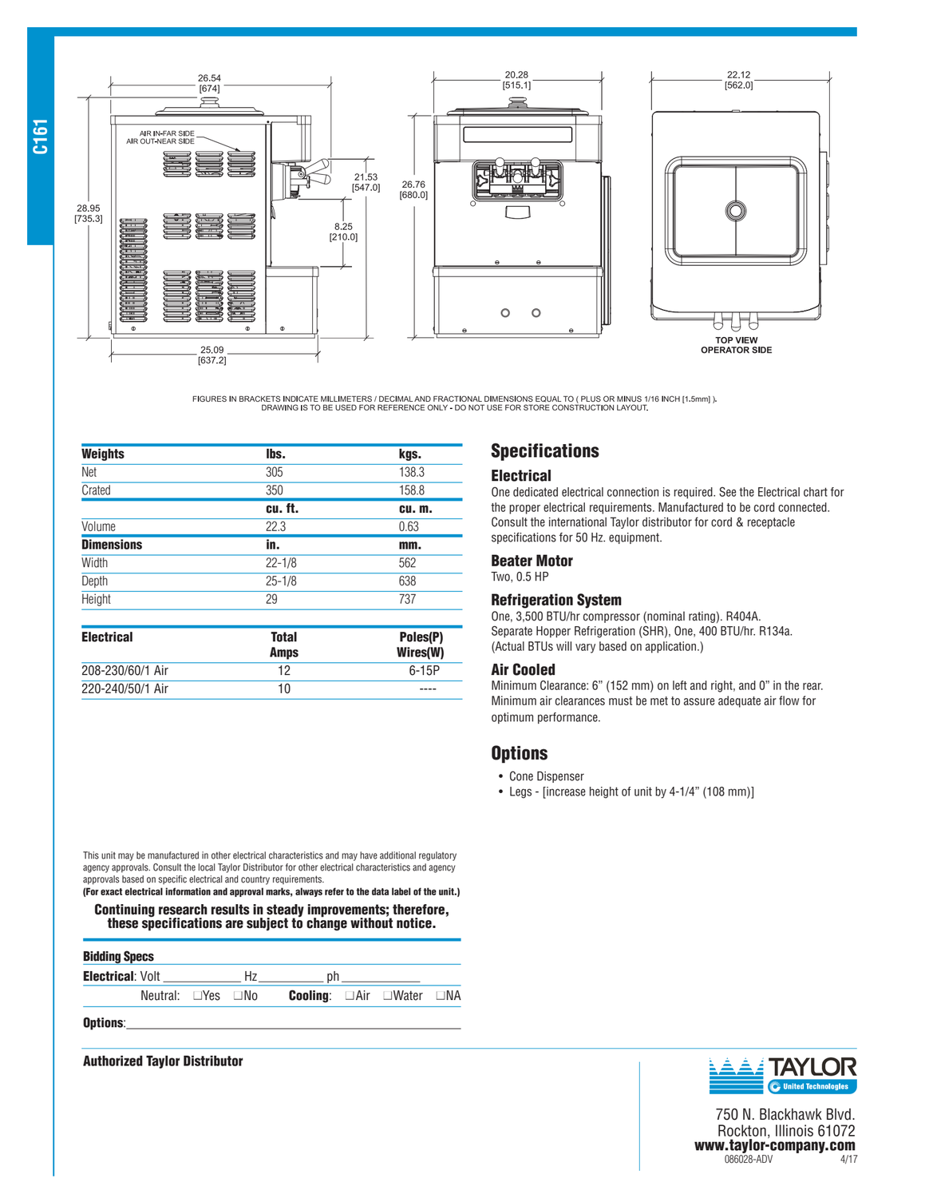C161

26.54
[674]

AIR IN-FAR SIDE
AIR OUT-NEAR SIDE

28.95
[735.3]

21.53
[547.0]

8.25
[210.0]

25.09
[637.2]

20.28
[515.1]

26.76
[680.0]

22.12
[562.0]

TOP VIEW
OPERATOR SIDE

FIGURES IN BRACKETS INDICATE MILLIMETERS / DECIMAL AND FRACTIONAL DIMENSIONS EQUAL TO ( PLUS OR MINUS 1/16 INCH [1.5mm] ).
DRAWING IS TO BE USED FOR REFERENCE ONLY - DO NOT USE FOR STORE CONSTRUCTION LAYOUT.

| **Weights** | **lbs.** | **kgs.** |
|---|---|---|
| Net | 305 | 138.3 |
| Crated | 350 | 158.8 |
| | **cu. ft.** | **cu. m.** |
| Volume | 22.3 | 0.63 |
| **Dimensions** | **in.** | **mm.** |
| Width | 22-1/8 | 562 |
| Depth | 25-1/8 | 638 |
| Height | 29 | 737 |

| **Electrical** | **Total Amps** | **Poles(P) Wires(W)** |
|---|---|---|
| 208-230/60/1 Air | 12 | 6-15P |
| 220-240/50/1 Air | 10 | ---- |

This unit may be manufactured in other electrical characteristics and may have additional regulatory agency approvals. Consult the local Taylor Distributor for other electrical characteristics and agency approvals based on specific electrical and country requirements.
**(For exact electrical information and approval marks, always refer to the data label of the unit.)**

**Continuing research results in steady improvements; therefore, these specifications are subject to change without notice.**

## Specifications

### Electrical

One dedicated electrical connection is required. See the Electrical chart for the proper electrical requirements. Manufactured to be cord connected. Consult the international Taylor distributor for cord & receptacle specifications for 50 Hz. equipment.

### Beater Motor

Two, 0.5 HP

### Refrigeration System

One, 3,500 BTU/hr compressor (nominal rating). R404A.
Separate Hopper Refrigeration (SHR), One, 400 BTU/hr. R134a.
(Actual BTUs will vary based on application.)

### Air Cooled

Minimum Clearance: 6" (152 mm) on left and right, and 0" in the rear. Minimum air clearances must be met to assure adequate air flow for optimum performance.

## Options

- Cone Dispenser
- Legs - [increase height of unit by 4-1/4" (108 mm)]

**Bidding Specs**

**Electrical**: Volt ____________ Hz__________ ph ____________

Neutral: ☐Yes ☐No **Cooling**: ☐Air ☐Water ☐NA

**Options**:______________________________________________

**Authorized Taylor Distributor**

TAYLOR
United Technologies

750 N. Blackhawk Blvd.
Rockton, Illinois 61072
**www.taylor-company.com**
086028-ADV 4/17